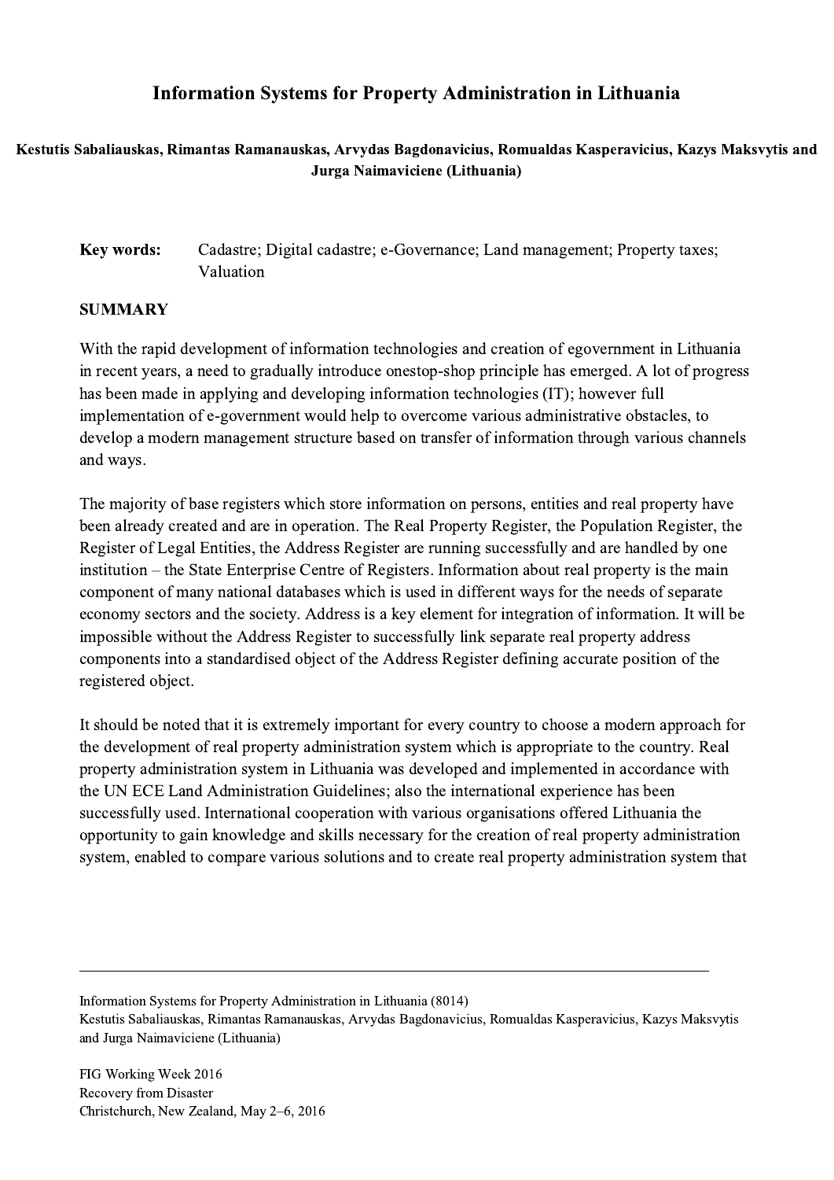# Information Systems for Property Administration in Lithuania

**Kestutis Sabaliauskas, Rimantas Ramanauskas, Arvydas Bagdonavicius, Romualdas Kasperavicius, Kazys Maksvytis and Jurga Naimaviciene (Lithuania)**

**Key words:** Cadastre; Digital cadastre; e-Governance; Land management; Property taxes; Valuation

## SUMMARY

With the rapid development of information technologies and creation of egovernment in Lithuania in recent years, a need to gradually introduce onestop-shop principle has emerged. A lot of progress has been made in applying and developing information technologies (IT); however full implementation of e-government would help to overcome various administrative obstacles, to develop a modern management structure based on transfer of information through various channels and ways.

The majority of base registers which store information on persons, entities and real property have been already created and are in operation. The Real Property Register, the Population Register, the Register of Legal Entities, the Address Register are running successfully and are handled by one institution – the State Enterprise Centre of Registers. Information about real property is the main component of many national databases which is used in different ways for the needs of separate economy sectors and the society. Address is a key element for integration of information. It will be impossible without the Address Register to successfully link separate real property address components into a standardised object of the Address Register defining accurate position of the registered object.

It should be noted that it is extremely important for every country to choose a modern approach for the development of real property administration system which is appropriate to the country. Real property administration system in Lithuania was developed and implemented in accordance with the UN ECE Land Administration Guidelines; also the international experience has been successfully used. International cooperation with various organisations offered Lithuania the opportunity to gain knowledge and skills necessary for the creation of real property administration system, enabled to compare various solutions and to create real property administration system that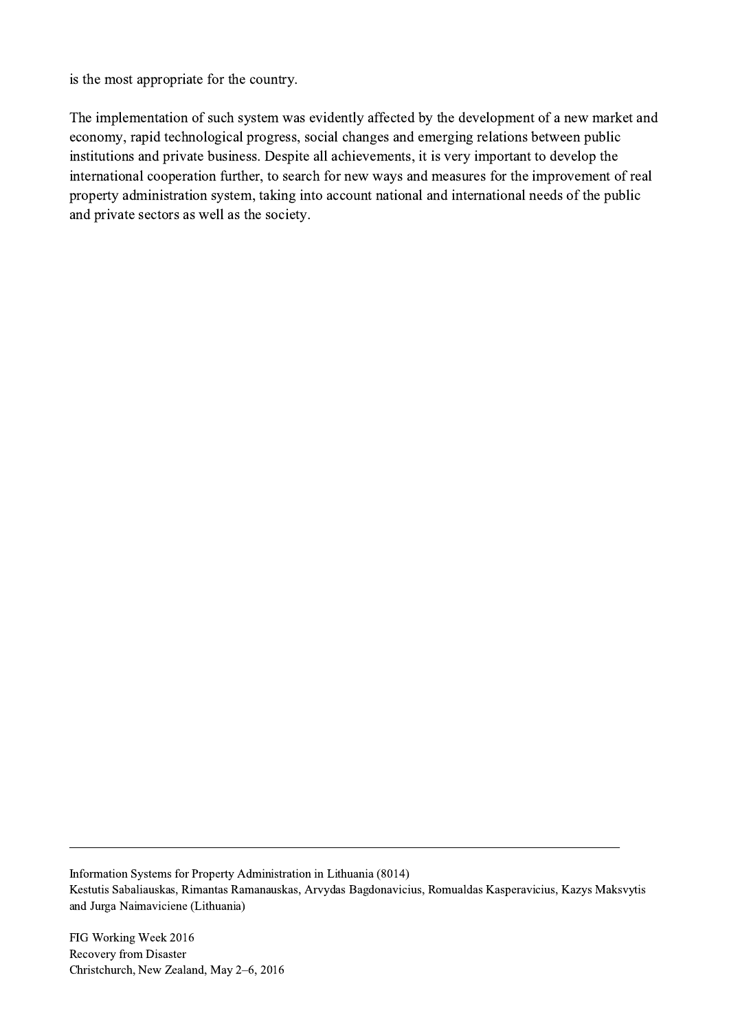is the most appropriate for the country.

The implementation of such system was evidently affected by the development of a new market and economy, rapid technological progress, social changes and emerging relations between public institutions and private business. Despite all achievements, it is very important to develop the international cooperation further, to search for new ways and measures for the improvement of real property administration system, taking into account national and international needs of the public and private sectors as well as the society.